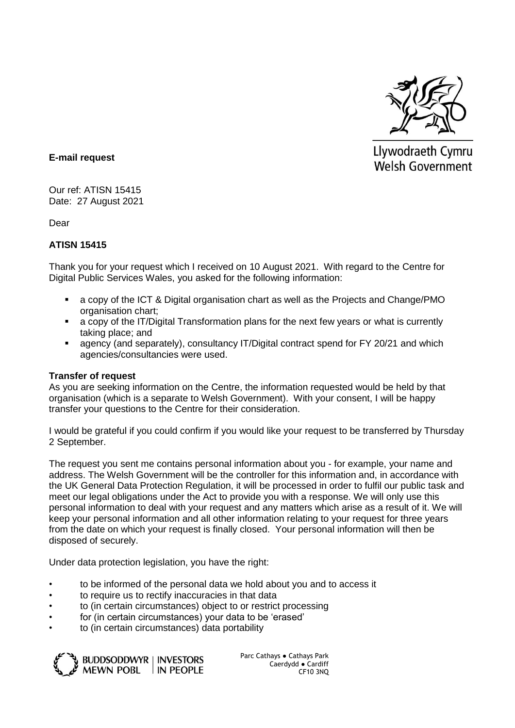Llywodraeth Cymru
Welsh Government

**E-mail request**

Our ref: ATISN 15415
Date: 27 August 2021

Dear

**ATISN 15415**

Thank you for your request which I received on 10 August 2021. With regard to the Centre for Digital Public Services Wales, you asked for the following information:

- a copy of the ICT & Digital organisation chart as well as the Projects and Change/PMO organisation chart;
- a copy of the IT/Digital Transformation plans for the next few years or what is currently taking place; and
- agency (and separately), consultancy IT/Digital contract spend for FY 20/21 and which agencies/consultancies were used.

**Transfer of request**

As you are seeking information on the Centre, the information requested would be held by that organisation (which is a separate to Welsh Government). With your consent, I will be happy transfer your questions to the Centre for their consideration.

I would be grateful if you could confirm if you would like your request to be transferred by Thursday 2 September.

The request you sent me contains personal information about you - for example, your name and address. The Welsh Government will be the controller for this information and, in accordance with the UK General Data Protection Regulation, it will be processed in order to fulfil our public task and meet our legal obligations under the Act to provide you with a response. We will only use this personal information to deal with your request and any matters which arise as a result of it. We will keep your personal information and all other information relating to your request for three years from the date on which your request is finally closed. Your personal information will then be disposed of securely.

Under data protection legislation, you have the right:

- to be informed of the personal data we hold about you and to access it
- to require us to rectify inaccuracies in that data
- to (in certain circumstances) object to or restrict processing
- for (in certain circumstances) your data to be 'erased'
- to (in certain circumstances) data portability

BUDDSODDWYR MEWN POBL | INVESTORS IN PEOPLE

Parc Cathays ● Cathays Park
Caerdydd ● Cardiff
CF10 3NQ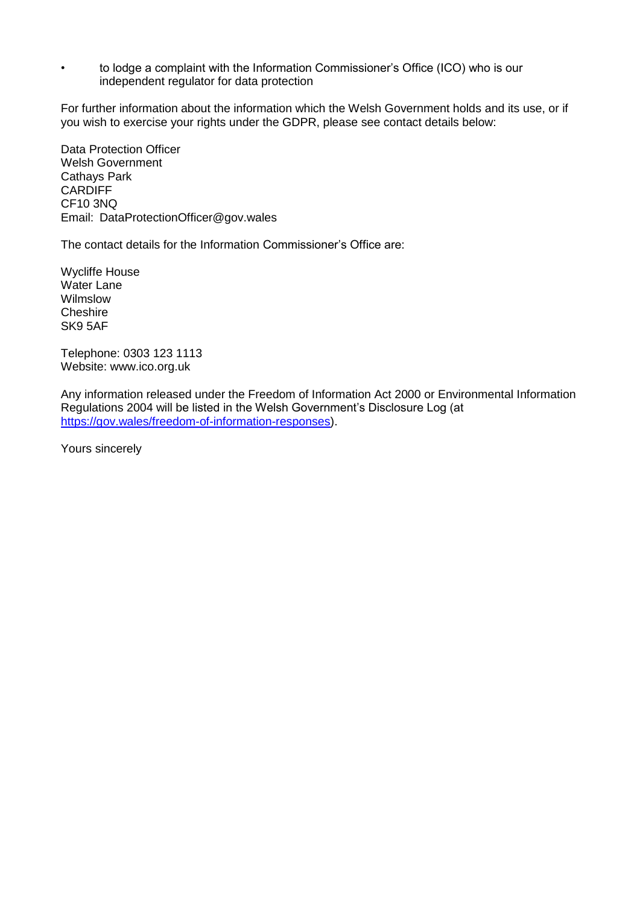- to lodge a complaint with the Information Commissioner's Office (ICO) who is our independent regulator for data protection

For further information about the information which the Welsh Government holds and its use, or if you wish to exercise your rights under the GDPR, please see contact details below:

Data Protection Officer  
Welsh Government  
Cathays Park  
CARDIFF  
CF10 3NQ  
Email: DataProtectionOfficer@gov.wales

The contact details for the Information Commissioner's Office are:

Wycliffe House  
Water Lane  
Wilmslow  
Cheshire  
SK9 5AF

Telephone: 0303 123 1113  
Website: www.ico.org.uk

Any information released under the Freedom of Information Act 2000 or Environmental Information Regulations 2004 will be listed in the Welsh Government's Disclosure Log (at https://gov.wales/freedom-of-information-responses).

Yours sincerely